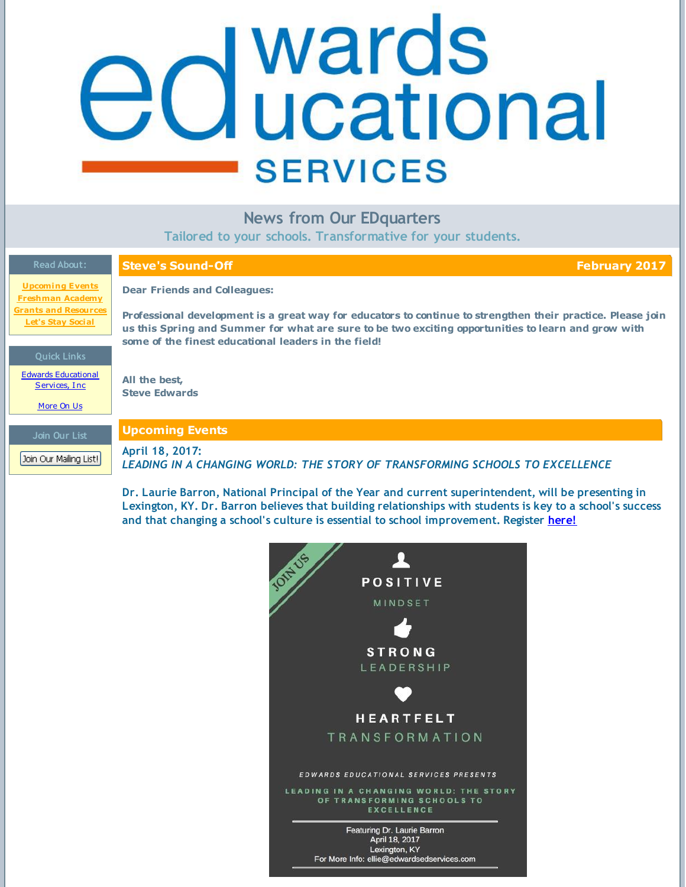# Edwards Educational Services

## News from Our EDquarters

Tailored to your schools. Transformative for your students.

**Read About:**

- Upcoming Events
- Freshman Academy
- Grants and Resources
- Let's Stay Social

**Quick Links**

- Edwards Educational Services, Inc
- More On Us

**Join Our List**

Join Our Mailing List!

## Steve's Sound-Off — February 2017

**Dear Friends and Colleagues:**

**Professional development is a great way for educators to continue to strengthen their practice. Please join us this Spring and Summer for what are sure to be two exciting opportunities to learn and grow with some of the finest educational leaders in the field!**

**All the best,**
**Steve Edwards**

## Upcoming Events

April 18, 2017:
*LEADING IN A CHANGING WORLD: THE STORY OF TRANSFORMING SCHOOLS TO EXCELLENCE*

Dr. Laurie Barron, National Principal of the Year and current superintendent, will be presenting in Lexington, KY. Dr. Barron believes that building relationships with students is key to a school's success and that changing a school's culture is essential to school improvement. Register here!

JOIN US

POSITIVE MINDSET

STRONG LEADERSHIP

HEARTFELT TRANSFORMATION

EDWARDS EDUCATIONAL SERVICES PRESENTS

LEADING IN A CHANGING WORLD: THE STORY OF TRANSFORMING SCHOOLS TO EXCELLENCE

Featuring Dr. Laurie Barron
April 18, 2017
Lexington, KY
For More Info: ellie@edwardsedservices.com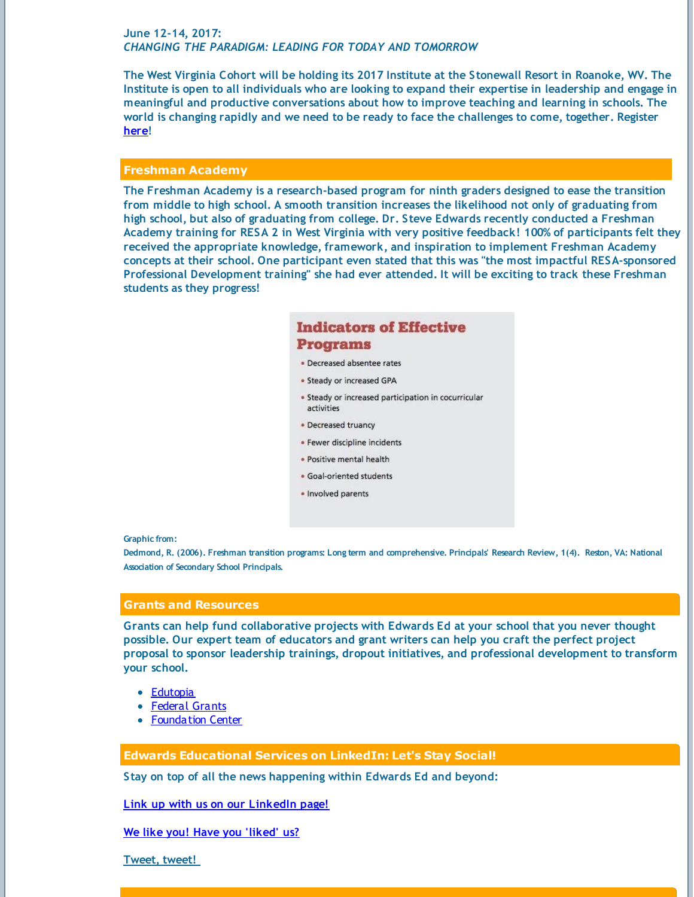**June 12-14, 2017:**
***CHANGING THE PARADIGM: LEADING FOR TODAY AND TOMORROW***

The West Virginia Cohort will be holding its 2017 Institute at the Stonewall Resort in Roanoke, WV. The Institute is open to all individuals who are looking to expand their expertise in leadership and engage in meaningful and productive conversations about how to improve teaching and learning in schools. The world is changing rapidly and we need to be ready to face the challenges to come, together. Register here!

## Freshman Academy

The Freshman Academy is a research-based program for ninth graders designed to ease the transition from middle to high school. A smooth transition increases the likelihood not only of graduating from high school, but also of graduating from college. Dr. Steve Edwards recently conducted a Freshman Academy training for RESA 2 in West Virginia with very positive feedback! 100% of participants felt they received the appropriate knowledge, framework, and inspiration to implement Freshman Academy concepts at their school. One participant even stated that this was "the most impactful RESA-sponsored Professional Development training" she had ever attended. It will be exciting to track these Freshman students as they progress!

**Indicators of Effective Programs**

- Decreased absentee rates
- Steady or increased GPA
- Steady or increased participation in cocurricular activities
- Decreased truancy
- Fewer discipline incidents
- Positive mental health
- Goal-oriented students
- Involved parents

Graphic from:
Dedmond, R. (2006). Freshman transition programs: Long term and comprehensive. Principals' Research Review, 1(4). Reston, VA: National Association of Secondary School Principals.

## Grants and Resources

Grants can help fund collaborative projects with Edwards Ed at your school that you never thought possible. Our expert team of educators and grant writers can help you craft the perfect project proposal to sponsor leadership trainings, dropout initiatives, and professional development to transform your school.

- Edutopia
- Federal Grants
- Foundation Center

## Edwards Educational Services on LinkedIn: Let's Stay Social!

Stay on top of all the news happening within Edwards Ed and beyond:

Link up with us on our LinkedIn page!

We like you! Have you 'liked' us?

Tweet, tweet!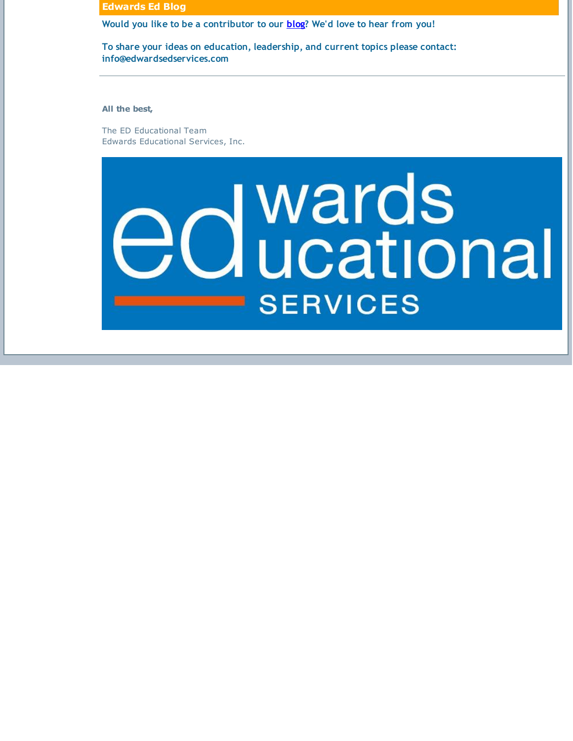## Edwards Ed Blog

**Would you like to be a contributor to our blog? We'd love to hear from you!**

**To share your ideas on education, leadership, and current topics please contact: info@edwardsedservices.com**

---

**All the best,**

The ED Educational Team
Edwards Educational Services, Inc.